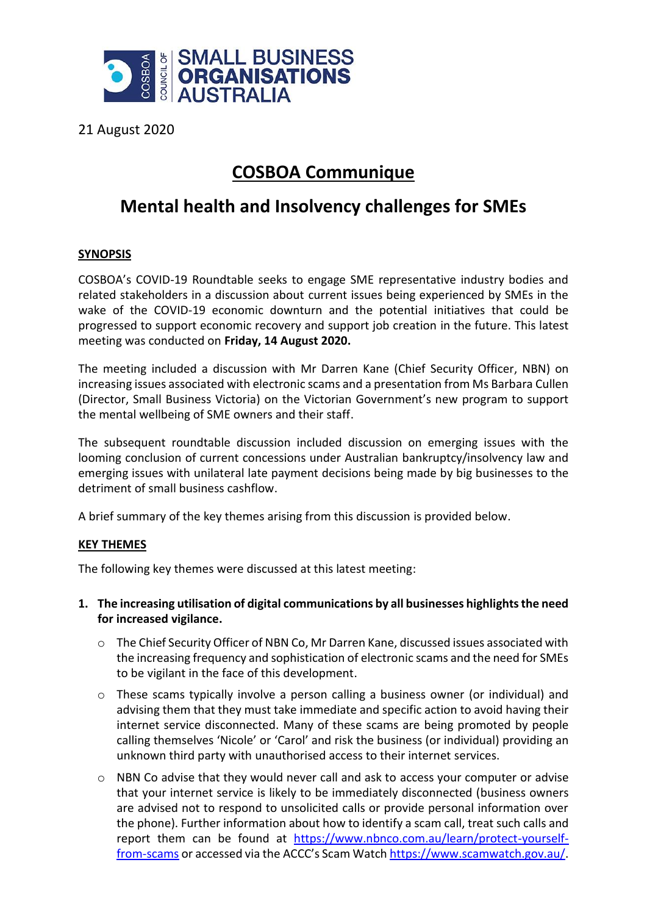21 August 2020

# COSBOA Communique

# Mental health and Insolvency challenges for SMEs

## SYNOPSIS

COSBOA's COVID-19 Roundtable seeks to engage SME representative industry bodies and related stakeholders in a discussion about current issues being experienced by SMEs in the wake of the COVID-19 economic downturn and the potential initiatives that could be progressed to support economic recovery and support job creation in the future. This latest meeting was conducted on **Friday, 14 August 2020.**

The meeting included a discussion with Mr Darren Kane (Chief Security Officer, NBN) on increasing issues associated with electronic scams and a presentation from Ms Barbara Cullen (Director, Small Business Victoria) on the Victorian Government's new program to support the mental wellbeing of SME owners and their staff.

The subsequent roundtable discussion included discussion on emerging issues with the looming conclusion of current concessions under Australian bankruptcy/insolvency law and emerging issues with unilateral late payment decisions being made by big businesses to the detriment of small business cashflow.

A brief summary of the key themes arising from this discussion is provided below.

## KEY THEMES

The following key themes were discussed at this latest meeting:

1. **The increasing utilisation of digital communications by all businesses highlights the need for increased vigilance.**
   - The Chief Security Officer of NBN Co, Mr Darren Kane, discussed issues associated with the increasing frequency and sophistication of electronic scams and the need for SMEs to be vigilant in the face of this development.
   - These scams typically involve a person calling a business owner (or individual) and advising them that they must take immediate and specific action to avoid having their internet service disconnected. Many of these scams are being promoted by people calling themselves 'Nicole' or 'Carol' and risk the business (or individual) providing an unknown third party with unauthorised access to their internet services.
   - NBN Co advise that they would never call and ask to access your computer or advise that your internet service is likely to be immediately disconnected (business owners are advised not to respond to unsolicited calls or provide personal information over the phone). Further information about how to identify a scam call, treat such calls and report them can be found at https://www.nbnco.com.au/learn/protect-yourself-from-scams or accessed via the ACCC's Scam Watch https://www.scamwatch.gov.au/.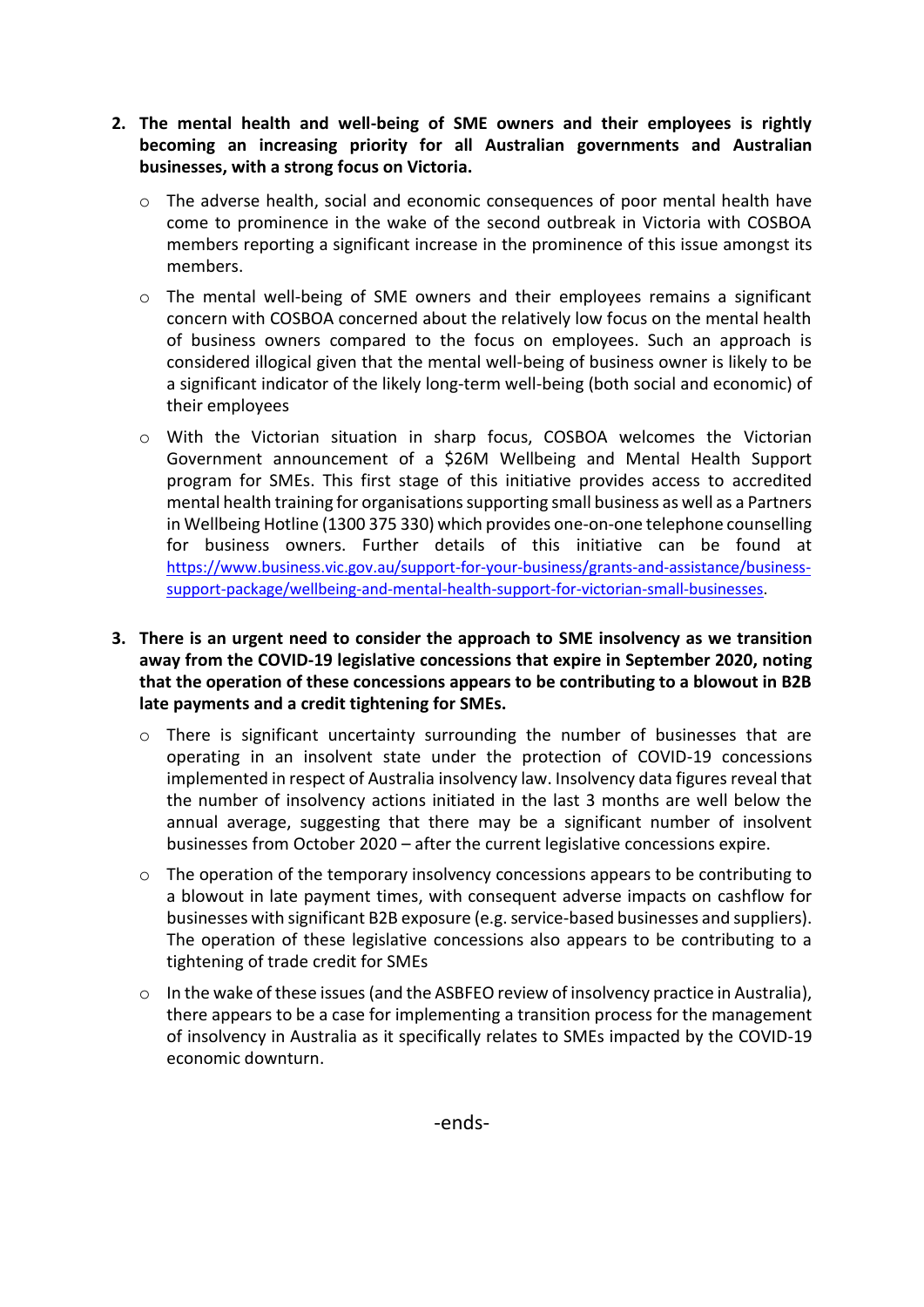2. **The mental health and well-being of SME owners and their employees is rightly becoming an increasing priority for all Australian governments and Australian businesses, with a strong focus on Victoria.**

   - The adverse health, social and economic consequences of poor mental health have come to prominence in the wake of the second outbreak in Victoria with COSBOA members reporting a significant increase in the prominence of this issue amongst its members.

   - The mental well-being of SME owners and their employees remains a significant concern with COSBOA concerned about the relatively low focus on the mental health of business owners compared to the focus on employees. Such an approach is considered illogical given that the mental well-being of business owner is likely to be a significant indicator of the likely long-term well-being (both social and economic) of their employees

   - With the Victorian situation in sharp focus, COSBOA welcomes the Victorian Government announcement of a $26M Wellbeing and Mental Health Support program for SMEs. This first stage of this initiative provides access to accredited mental health training for organisations supporting small business as well as a Partners in Wellbeing Hotline (1300 375 330) which provides one-on-one telephone counselling for business owners. Further details of this initiative can be found at [https://www.business.vic.gov.au/support-for-your-business/grants-and-assistance/business-support-package/wellbeing-and-mental-health-support-for-victorian-small-businesses](https://www.business.vic.gov.au/support-for-your-business/grants-and-assistance/business-support-package/wellbeing-and-mental-health-support-for-victorian-small-businesses).

3. **There is an urgent need to consider the approach to SME insolvency as we transition away from the COVID-19 legislative concessions that expire in September 2020, noting that the operation of these concessions appears to be contributing to a blowout in B2B late payments and a credit tightening for SMEs.**

   - There is significant uncertainty surrounding the number of businesses that are operating in an insolvent state under the protection of COVID-19 concessions implemented in respect of Australia insolvency law. Insolvency data figures reveal that the number of insolvency actions initiated in the last 3 months are well below the annual average, suggesting that there may be a significant number of insolvent businesses from October 2020 – after the current legislative concessions expire.

   - The operation of the temporary insolvency concessions appears to be contributing to a blowout in late payment times, with consequent adverse impacts on cashflow for businesses with significant B2B exposure (e.g. service-based businesses and suppliers). The operation of these legislative concessions also appears to be contributing to a tightening of trade credit for SMEs

   - In the wake of these issues (and the ASBFEO review of insolvency practice in Australia), there appears to be a case for implementing a transition process for the management of insolvency in Australia as it specifically relates to SMEs impacted by the COVID-19 economic downturn.

-ends-